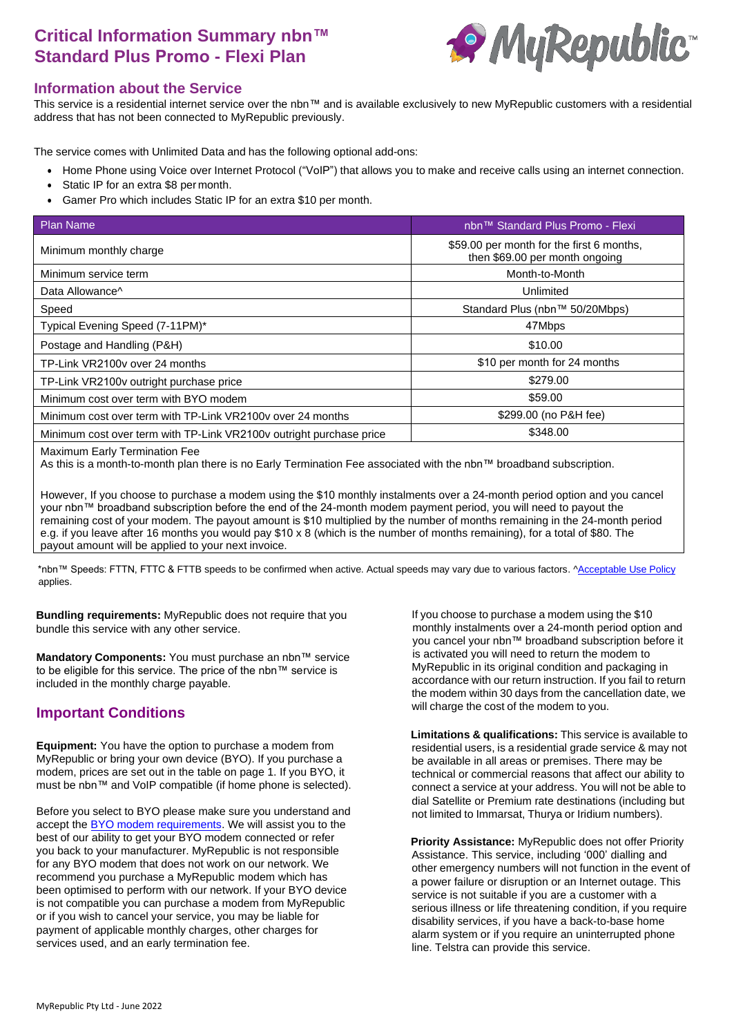# Critical Information Summary nbn™ Standard Plus Promo - Flexi Plan

## Information about the Service

This service is a residential internet service over the nbn™ and is available exclusively to new MyRepublic customers with a residential address that has not been connected to MyRepublic previously.

The service comes with Unlimited Data and has the following optional add-ons:

- Home Phone using Voice over Internet Protocol ("VoIP") that allows you to make and receive calls using an internet connection.
- Static IP for an extra $8 per month.
- Gamer Pro which includes Static IP for an extra $10 per month.

| Plan Name | nbn™ Standard Plus Promo - Flexi |
|---|---|
| Minimum monthly charge | $59.00 per month for the first 6 months, then $69.00 per month ongoing |
| Minimum service term | Month-to-Month |
| Data Allowance^ | Unlimited |
| Speed | Standard Plus (nbn™ 50/20Mbps) |
| Typical Evening Speed (7-11PM)* | 47Mbps |
| Postage and Handling (P&H) | $10.00 |
| TP-Link VR2100v over 24 months | $10 per month for 24 months |
| TP-Link VR2100v outright purchase price | $279.00 |
| Minimum cost over term with BYO modem | $59.00 |
| Minimum cost over term with TP-Link VR2100v over 24 months | $299.00 (no P&H fee) |
| Minimum cost over term with TP-Link VR2100v outright purchase price | $348.00 |

Maximum Early Termination Fee

As this is a month-to-month plan there is no Early Termination Fee associated with the nbn™ broadband subscription.

However, If you choose to purchase a modem using the $10 monthly instalments over a 24-month period option and you cancel your nbn™ broadband subscription before the end of the 24-month modem payment period, you will need to payout the remaining cost of your modem. The payout amount is $10 multiplied by the number of months remaining in the 24-month period e.g. if you leave after 16 months you would pay $10 x 8 (which is the number of months remaining), for a total of $80. The payout amount will be applied to your next invoice.

*nbn™ Speeds: FTTN, FTTC & FTTB speeds to be confirmed when active. Actual speeds may vary due to various factors. ^Acceptable Use Policy applies.

**Bundling requirements:** MyRepublic does not require that you bundle this service with any other service.

**Mandatory Components:** You must purchase an nbn™ service to be eligible for this service. The price of the nbn™ service is included in the monthly charge payable.

## Important Conditions

**Equipment:** You have the option to purchase a modem from MyRepublic or bring your own device (BYO). If you purchase a modem, prices are set out in the table on page 1. If you BYO, it must be nbn™ and VoIP compatible (if home phone is selected).

Before you select to BYO please make sure you understand and accept the BYO modem requirements. We will assist you to the best of our ability to get your BYO modem connected or refer you back to your manufacturer. MyRepublic is not responsible for any BYO modem that does not work on our network. We recommend you purchase a MyRepublic modem which has been optimised to perform with our network. If your BYO device is not compatible you can purchase a modem from MyRepublic or if you wish to cancel your service, you may be liable for payment of applicable monthly charges, other charges for services used, and an early termination fee.

If you choose to purchase a modem using the $10 monthly instalments over a 24-month period option and you cancel your nbn™ broadband subscription before it is activated you will need to return the modem to MyRepublic in its original condition and packaging in accordance with our return instruction. If you fail to return the modem within 30 days from the cancellation date, we will charge the cost of the modem to you.

**Limitations & qualifications:** This service is available to residential users, is a residential grade service & may not be available in all areas or premises. There may be technical or commercial reasons that affect our ability to connect a service at your address. You will not be able to dial Satellite or Premium rate destinations (including but not limited to Immarsat, Thurya or Iridium numbers).

**Priority Assistance:** MyRepublic does not offer Priority Assistance. This service, including '000' dialling and other emergency numbers will not function in the event of a power failure or disruption or an Internet outage. This service is not suitable if you are a customer with a serious illness or life threatening condition, if you require disability services, if you have a back-to-base home alarm system or if you require an uninterrupted phone line. Telstra can provide this service.

MyRepublic Pty Ltd - June 2022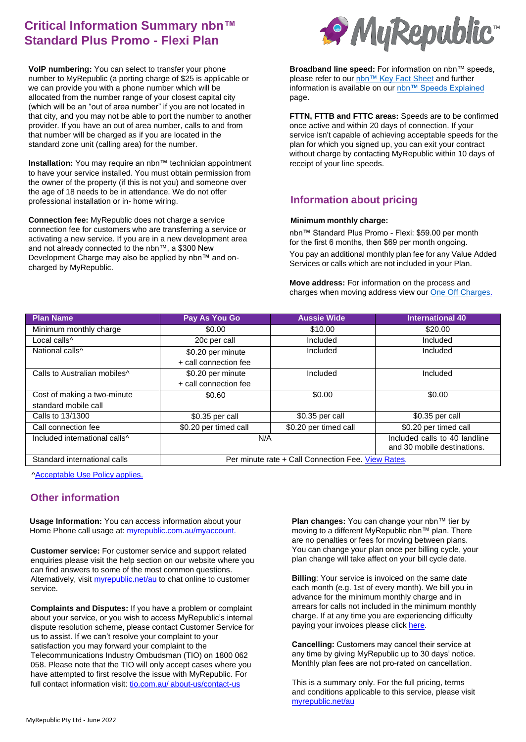# Critical Information Summary nbn™ Standard Plus Promo - Flexi Plan

**VoIP numbering:** You can select to transfer your phone number to MyRepublic (a porting charge of $25 is applicable or we can provide you with a phone number which will be allocated from the number range of your closest capital city (which will be an "out of area number" if you are not located in that city, and you may not be able to port the number to another provider. If you have an out of area number, calls to and from that number will be charged as if you are located in the standard zone unit (calling area) for the number.

**Installation:** You may require an nbn™ technician appointment to have your service installed. You must obtain permission from the owner of the property (if this is not you) and someone over the age of 18 needs to be in attendance. We do not offer professional installation or in- home wiring.

**Connection fee:** MyRepublic does not charge a service connection fee for customers who are transferring a service or activating a new service. If you are in a new development area and not already connected to the nbn™, a $300 New Development Charge may also be applied by nbn™ and on-charged by MyRepublic.

**Broadband line speed:** For information on nbn™ speeds, please refer to our nbn™ Key Fact Sheet and further information is available on our nbn™ Speeds Explained page.

**FTTN, FTTB and FTTC areas:** Speeds are to be confirmed once active and within 20 days of connection. If your service isn't capable of achieving acceptable speeds for the plan for which you signed up, you can exit your contract without charge by contacting MyRepublic within 10 days of receipt of your line speeds.

## Information about pricing

**Minimum monthly charge:**

nbn™ Standard Plus Promo - Flexi: $59.00 per month for the first 6 months, then $69 per month ongoing.

You pay an additional monthly plan fee for any Value Added Services or calls which are not included in your Plan.

**Move address:** For information on the process and charges when moving address view our One Off Charges.

| Plan Name | Pay As You Go | Aussie Wide | International 40 |
|---|---|---|---|
| Minimum monthly charge | $0.00 | $10.00 | $20.00 |
| Local calls^ | 20c per call | Included | Included |
| National calls^ | $0.20 per minute + call connection fee | Included | Included |
| Calls to Australian mobiles^ | $0.20 per minute + call connection fee | Included | Included |
| Cost of making a two-minute standard mobile call | $0.60 | $0.00 | $0.00 |
| Calls to 13/1300 | $0.35 per call | $0.35 per call | $0.35 per call |
| Call connection fee | $0.20 per timed call | $0.20 per timed call | $0.20 per timed call |
| Included international calls^ | N/A | | Included calls to 40 landline and 30 mobile destinations. |
| Standard international calls | Per minute rate + Call Connection Fee. View Rates. | | |

^Acceptable Use Policy applies.

## Other information

**Usage Information:** You can access information about your Home Phone call usage at: myrepublic.com.au/myaccount.

**Customer service:** For customer service and support related enquiries please visit the help section on our website where you can find answers to some of the most common questions. Alternatively, visit myrepublic.net/au to chat online to customer service.

**Complaints and Disputes:** If you have a problem or complaint about your service, or you wish to access MyRepublic's internal dispute resolution scheme, please contact Customer Service for us to assist. If we can't resolve your complaint to your satisfaction you may forward your complaint to the Telecommunications Industry Ombudsman (TIO) on 1800 062 058. Please note that the TIO will only accept cases where you have attempted to first resolve the issue with MyRepublic. For full contact information visit: tio.com.au/ about-us/contact-us

**Plan changes:** You can change your nbn™ tier by moving to a different MyRepublic nbn™ plan. There are no penalties or fees for moving between plans. You can change your plan once per billing cycle, your plan change will take affect on your bill cycle date.

**Billing**: Your service is invoiced on the same date each month (e.g. 1st of every month). We bill you in advance for the minimum monthly charge and in arrears for calls not included in the minimum monthly charge. If at any time you are experiencing difficulty paying your invoices please click here.

**Cancelling:** Customers may cancel their service at any time by giving MyRepublic up to 30 days' notice. Monthly plan fees are not pro-rated on cancellation.

This is a summary only. For the full pricing, terms and conditions applicable to this service, please visit myrepublic.net/au

MyRepublic Pty Ltd - June 2022